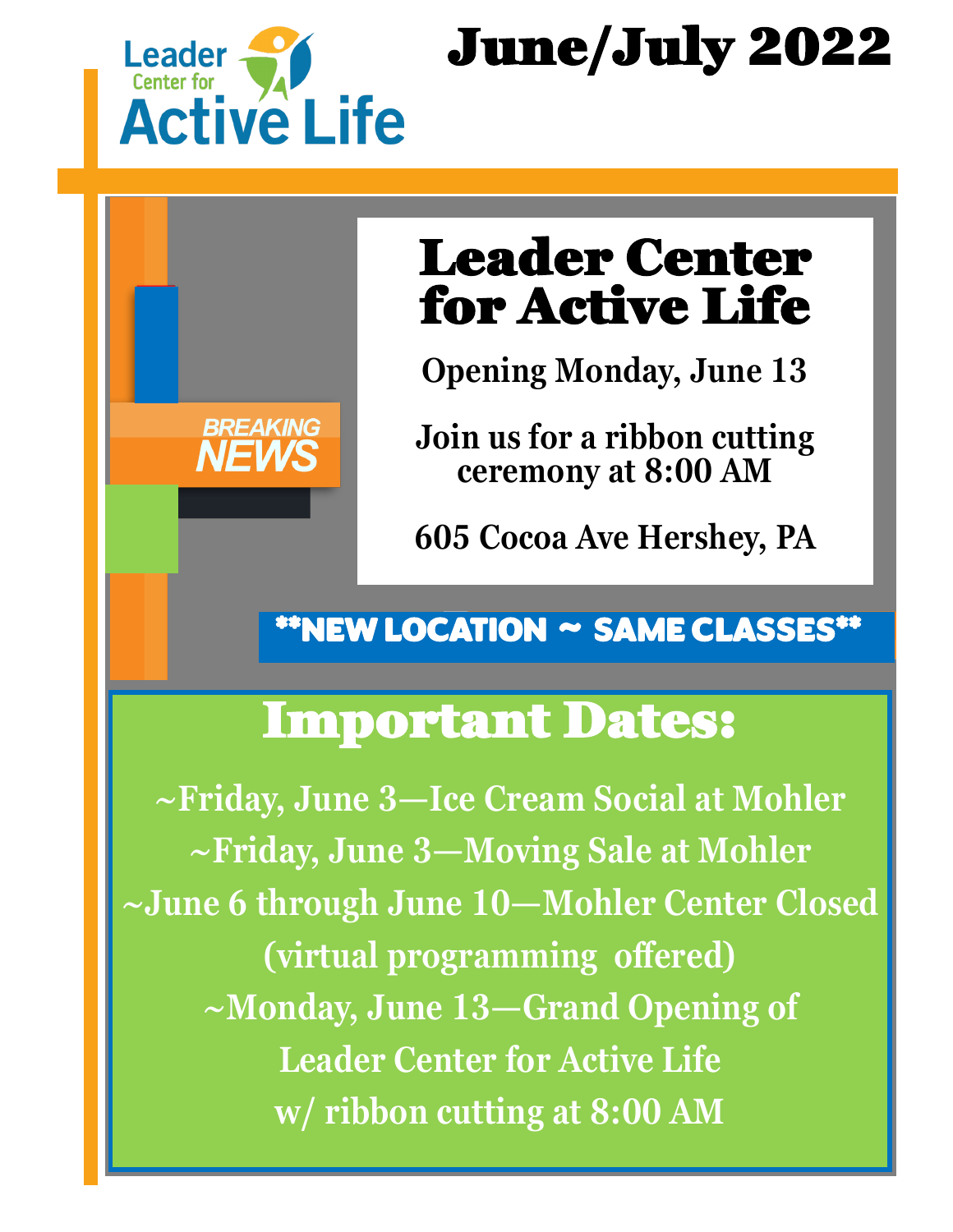Leader Center for Active Life

# June/July 2022

BREAKING NEWS

## Leader Center for Active Life

**Opening Monday, June 13**

**Join us for a ribbon cutting ceremony at 8:00 AM**

**605 Cocoa Ave Hershey, PA**

**NEW LOCATION ~ SAME CLASSES**

## Important Dates:

~Friday, June 3—Ice Cream Social at Mohler

~Friday, June 3—Moving Sale at Mohler

~June 6 through June 10—Mohler Center Closed (virtual programming offered)

~Monday, June 13—Grand Opening of Leader Center for Active Life w/ ribbon cutting at 8:00 AM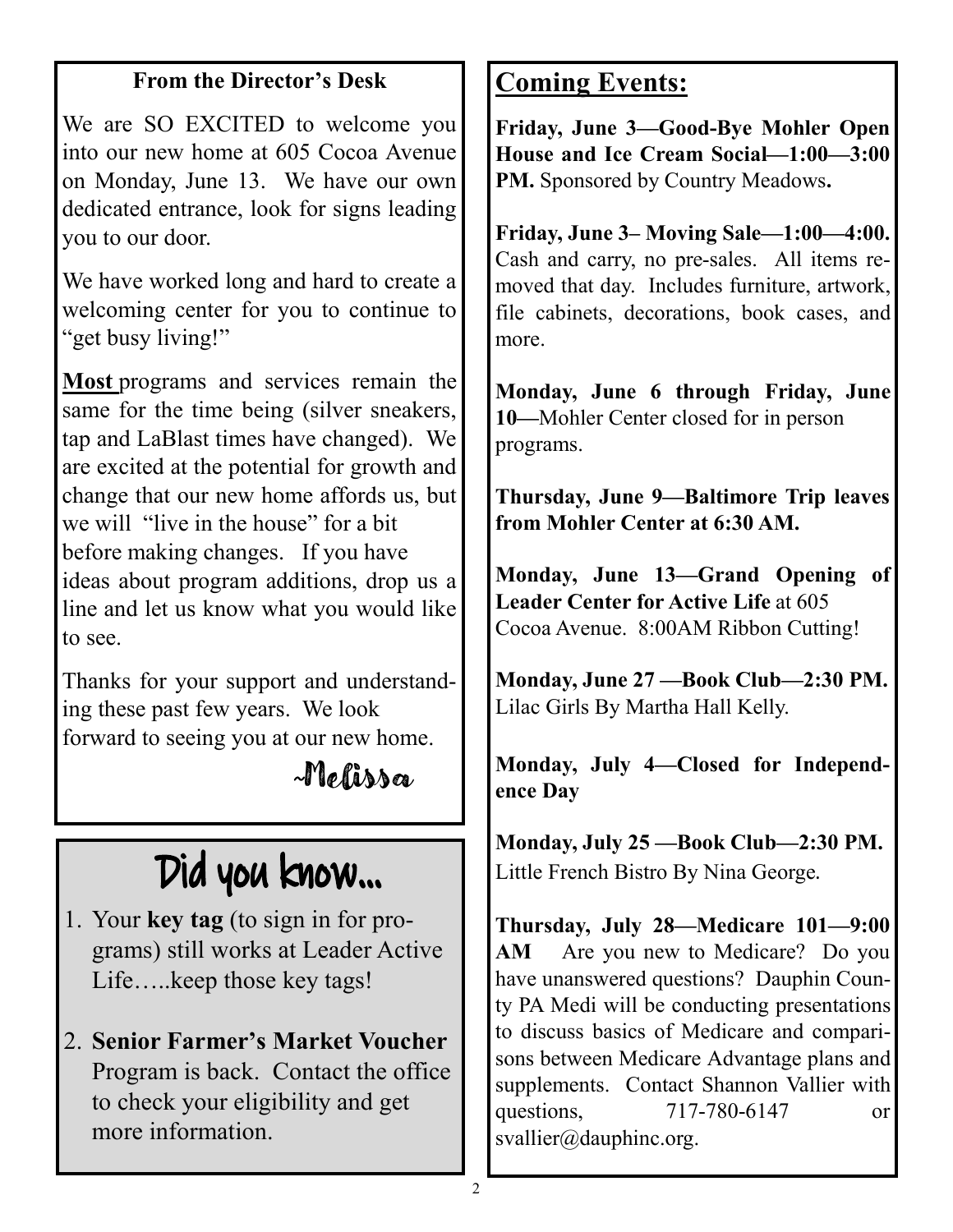### From the Director's Desk

We are SO EXCITED to welcome you into our new home at 605 Cocoa Avenue on Monday, June 13. We have our own dedicated entrance, look for signs leading you to our door.

We have worked long and hard to create a welcoming center for you to continue to "get busy living!"

**Most** programs and services remain the same for the time being (silver sneakers, tap and LaBlast times have changed). We are excited at the potential for growth and change that our new home affords us, but we will "live in the house" for a bit before making changes. If you have ideas about program additions, drop us a line and let us know what you would like to see.

Thanks for your support and understanding these past few years. We look forward to seeing you at our new home.

~Melissa

## Did you know...

1. Your **key tag** (to sign in for programs) still works at Leader Active Life…..keep those key tags!
2. **Senior Farmer's Market Voucher** Program is back. Contact the office to check your eligibility and get more information.

## Coming Events:

**Friday, June 3—Good-Bye Mohler Open House and Ice Cream Social—1:00—3:00 PM.** Sponsored by Country Meadows**.**

**Friday, June 3– Moving Sale—1:00—4:00.** Cash and carry, no pre-sales. All items removed that day. Includes furniture, artwork, file cabinets, decorations, book cases, and more.

**Monday, June 6 through Friday, June 10—**Mohler Center closed for in person programs.

**Thursday, June 9—Baltimore Trip leaves from Mohler Center at 6:30 AM.**

**Monday, June 13—Grand Opening of Leader Center for Active Life** at 605 Cocoa Avenue. 8:00AM Ribbon Cutting!

**Monday, June 27 —Book Club—2:30 PM.** Lilac Girls By Martha Hall Kelly.

**Monday, July 4—Closed for Independence Day**

**Monday, July 25 —Book Club—2:30 PM.** Little French Bistro By Nina George.

**Thursday, July 28—Medicare 101—9:00 AM** Are you new to Medicare? Do you have unanswered questions? Dauphin County PA Medi will be conducting presentations to discuss basics of Medicare and comparisons between Medicare Advantage plans and supplements. Contact Shannon Vallier with questions, 717-780-6147 or svallier@dauphinc.org.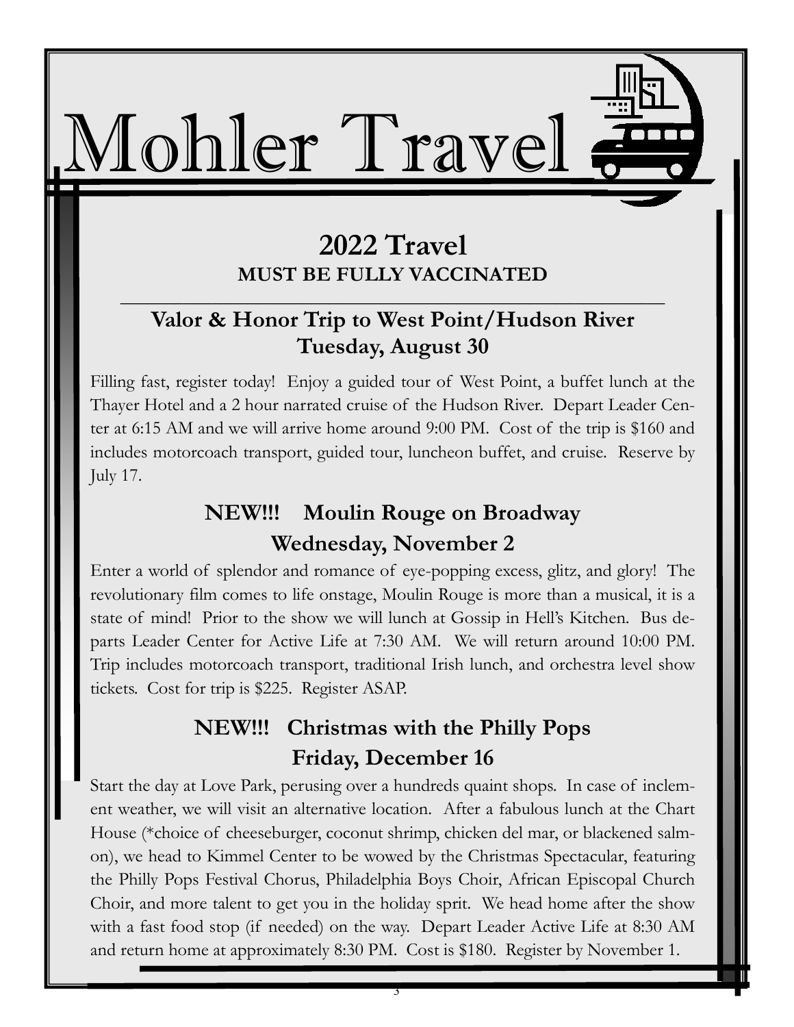# Mohler Travel

## 2022 Travel

**MUST BE FULLY VACCINATED**

---

### Valor & Honor Trip to West Point/Hudson River
### Tuesday, August 30

Filling fast, register today! Enjoy a guided tour of West Point, a buffet lunch at the Thayer Hotel and a 2 hour narrated cruise of the Hudson River. Depart Leader Center at 6:15 AM and we will arrive home around 9:00 PM. Cost of the trip is $160 and includes motorcoach transport, guided tour, luncheon buffet, and cruise. Reserve by July 17.

### NEW!!! Moulin Rouge on Broadway
### Wednesday, November 2

Enter a world of splendor and romance of eye-popping excess, glitz, and glory! The revolutionary film comes to life onstage, Moulin Rouge is more than a musical, it is a state of mind! Prior to the show we will lunch at Gossip in Hell's Kitchen. Bus departs Leader Center for Active Life at 7:30 AM. We will return around 10:00 PM. Trip includes motorcoach transport, traditional Irish lunch, and orchestra level show tickets. Cost for trip is $225. Register ASAP.

### NEW!!! Christmas with the Philly Pops
### Friday, December 16

Start the day at Love Park, perusing over a hundreds quaint shops. In case of inclement weather, we will visit an alternative location. After a fabulous lunch at the Chart House (*choice of cheeseburger, coconut shrimp, chicken del mar, or blackened salmon), we head to Kimmel Center to be wowed by the Christmas Spectacular, featuring the Philly Pops Festival Chorus, Philadelphia Boys Choir, African Episcopal Church Choir, and more talent to get you in the holiday sprit. We head home after the show with a fast food stop (if needed) on the way. Depart Leader Active Life at 8:30 AM and return home at approximately 8:30 PM. Cost is $180. Register by November 1.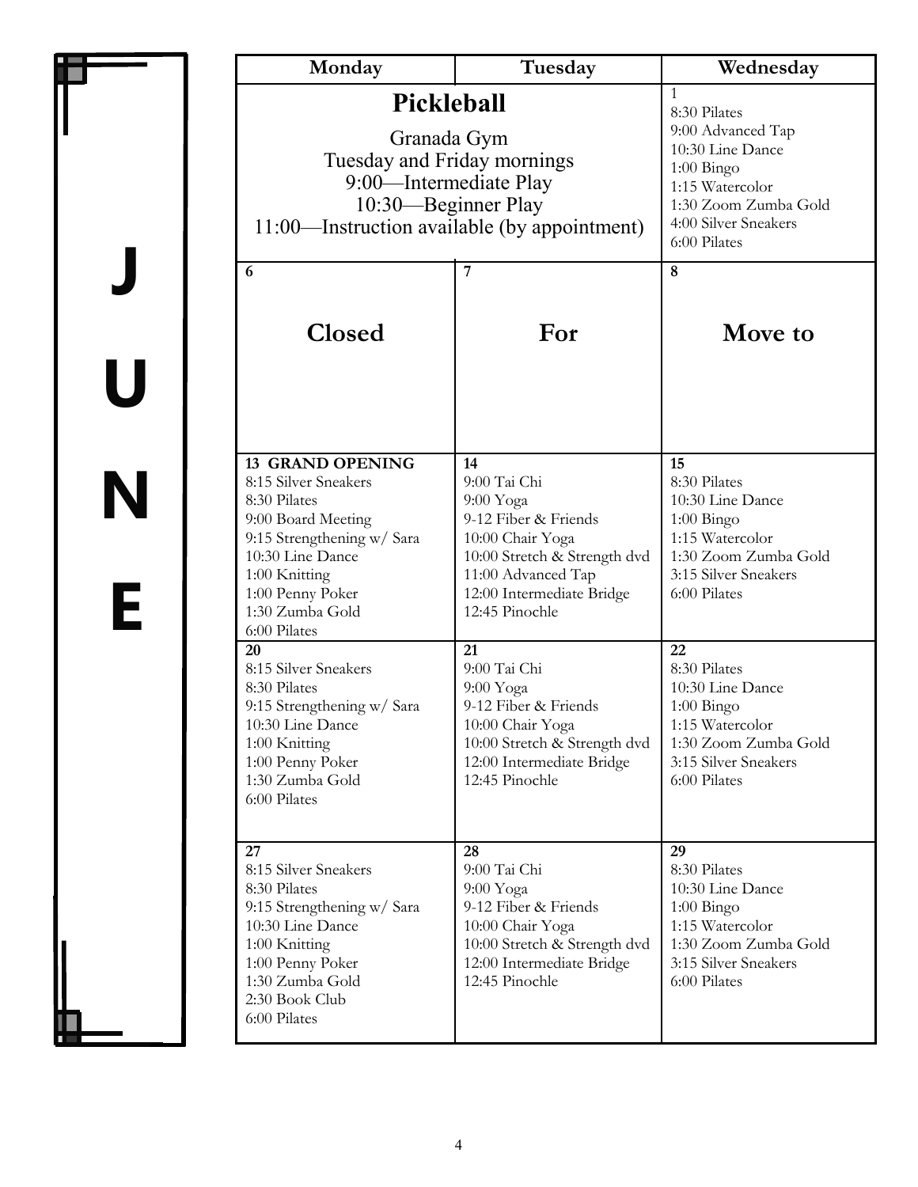# JUNE

| Monday | Tuesday | Wednesday |
|---|---|---|
| **Pickleball**<br>Granada Gym<br>Tuesday and Friday mornings<br>9:00—Intermediate Play<br>10:30—Beginner Play<br>11:00—Instruction available (by appointment) | | 1<br>8:30 Pilates<br>9:00 Advanced Tap<br>10:30 Line Dance<br>1:00 Bingo<br>1:15 Watercolor<br>1:30 Zoom Zumba Gold<br>4:00 Silver Sneakers<br>6:00 Pilates |
| 6<br>**Closed** | 7<br>**For** | 8<br>**Move to** |
| **13 GRAND OPENING**<br>8:15 Silver Sneakers<br>8:30 Pilates<br>9:00 Board Meeting<br>9:15 Strengthening w/ Sara<br>10:30 Line Dance<br>1:00 Knitting<br>1:00 Penny Poker<br>1:30 Zumba Gold<br>6:00 Pilates | 14<br>9:00 Tai Chi<br>9:00 Yoga<br>9-12 Fiber & Friends<br>10:00 Chair Yoga<br>10:00 Stretch & Strength dvd<br>11:00 Advanced Tap<br>12:00 Intermediate Bridge<br>12:45 Pinochle | 15<br>8:30 Pilates<br>10:30 Line Dance<br>1:00 Bingo<br>1:15 Watercolor<br>1:30 Zoom Zumba Gold<br>3:15 Silver Sneakers<br>6:00 Pilates |
| 20<br>8:15 Silver Sneakers<br>8:30 Pilates<br>9:15 Strengthening w/ Sara<br>10:30 Line Dance<br>1:00 Knitting<br>1:00 Penny Poker<br>1:30 Zumba Gold<br>6:00 Pilates | 21<br>9:00 Tai Chi<br>9:00 Yoga<br>9-12 Fiber & Friends<br>10:00 Chair Yoga<br>10:00 Stretch & Strength dvd<br>12:00 Intermediate Bridge<br>12:45 Pinochle | 22<br>8:30 Pilates<br>10:30 Line Dance<br>1:00 Bingo<br>1:15 Watercolor<br>1:30 Zoom Zumba Gold<br>3:15 Silver Sneakers<br>6:00 Pilates |
| 27<br>8:15 Silver Sneakers<br>8:30 Pilates<br>9:15 Strengthening w/ Sara<br>10:30 Line Dance<br>1:00 Knitting<br>1:00 Penny Poker<br>1:30 Zumba Gold<br>2:30 Book Club<br>6:00 Pilates | 28<br>9:00 Tai Chi<br>9:00 Yoga<br>9-12 Fiber & Friends<br>10:00 Chair Yoga<br>10:00 Stretch & Strength dvd<br>12:00 Intermediate Bridge<br>12:45 Pinochle | 29<br>8:30 Pilates<br>10:30 Line Dance<br>1:00 Bingo<br>1:15 Watercolor<br>1:30 Zoom Zumba Gold<br>3:15 Silver Sneakers<br>6:00 Pilates |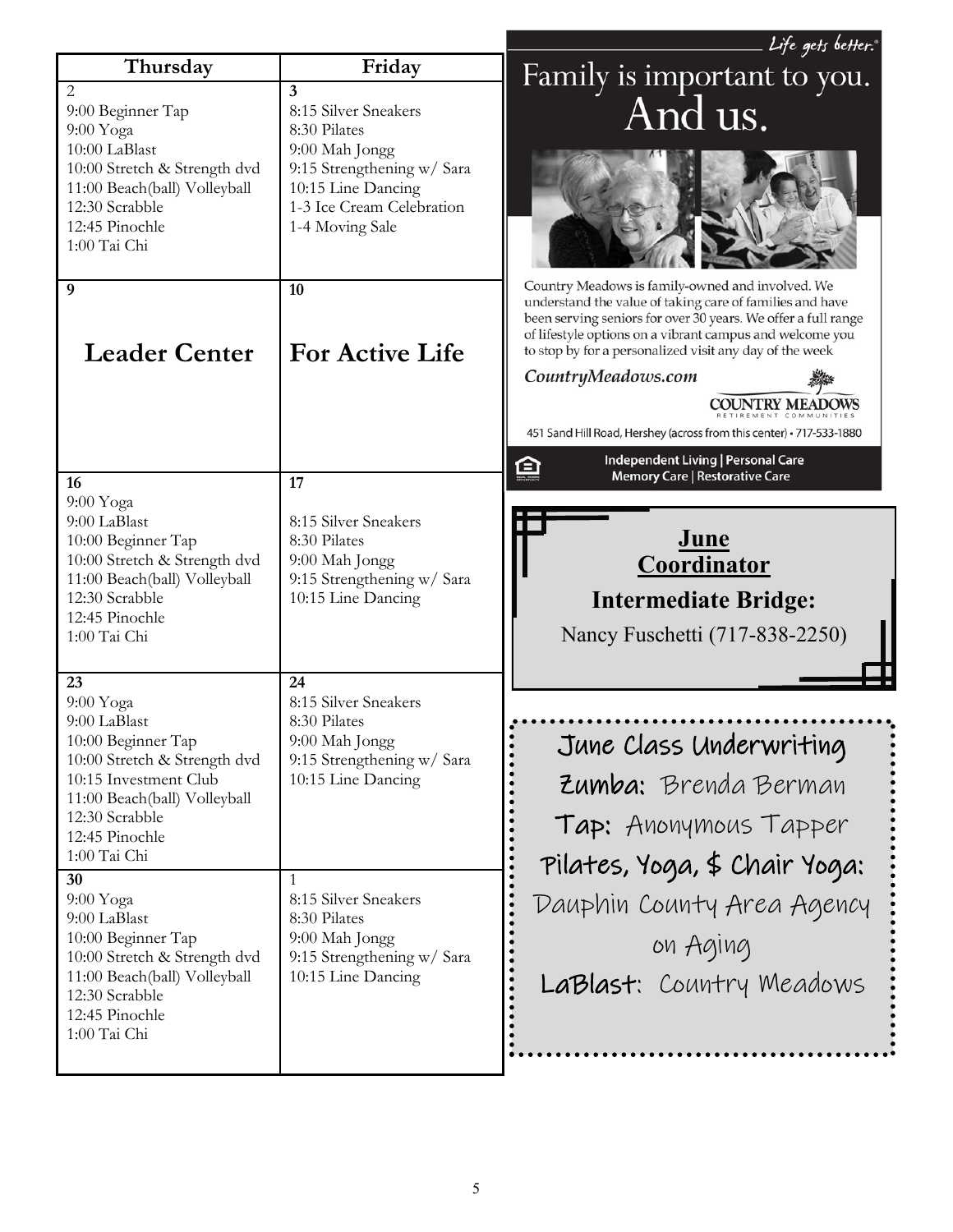| Thursday | Friday |
|---|---|
| 2<br>9:00 Beginner Tap<br>9:00 Yoga<br>10:00 LaBlast<br>10:00 Stretch & Strength dvd<br>11:00 Beach(ball) Volleyball<br>12:30 Scrabble<br>12:45 Pinochle<br>1:00 Tai Chi | 3<br>8:15 Silver Sneakers<br>8:30 Pilates<br>9:00 Mah Jongg<br>9:15 Strengthening w/ Sara<br>10:15 Line Dancing<br>1-3 Ice Cream Celebration<br>1-4 Moving Sale |
| 9<br>**Leader Center** | 10<br>**For Active Life** |
| 16<br>9:00 Yoga<br>9:00 LaBlast<br>10:00 Beginner Tap<br>10:00 Stretch & Strength dvd<br>11:00 Beach(ball) Volleyball<br>12:30 Scrabble<br>12:45 Pinochle<br>1:00 Tai Chi | 17<br>8:15 Silver Sneakers<br>8:30 Pilates<br>9:00 Mah Jongg<br>9:15 Strengthening w/ Sara<br>10:15 Line Dancing |
| 23<br>9:00 Yoga<br>9:00 LaBlast<br>10:00 Beginner Tap<br>10:00 Stretch & Strength dvd<br>10:15 Investment Club<br>11:00 Beach(ball) Volleyball<br>12:30 Scrabble<br>12:45 Pinochle<br>1:00 Tai Chi | 24<br>8:15 Silver Sneakers<br>8:30 Pilates<br>9:00 Mah Jongg<br>9:15 Strengthening w/ Sara<br>10:15 Line Dancing |
| 30<br>9:00 Yoga<br>9:00 LaBlast<br>10:00 Beginner Tap<br>10:00 Stretch & Strength dvd<br>11:00 Beach(ball) Volleyball<br>12:30 Scrabble<br>12:45 Pinochle<br>1:00 Tai Chi | 1<br>8:15 Silver Sneakers<br>8:30 Pilates<br>9:00 Mah Jongg<br>9:15 Strengthening w/ Sara<br>10:15 Line Dancing |

*Life gets better.*

## Family is important to you. And us.

Country Meadows is family-owned and involved. We understand the value of taking care of families and have been serving seniors for over 30 years. We offer a full range of lifestyle options on a vibrant campus and welcome you to stop by for a personalized visit any day of the week

*CountryMeadows.com*

COUNTRY MEADOWS RETIREMENT COMMUNITIES

451 Sand Hill Road, Hershey (across from this center) • 717-533-1880

**Independent Living | Personal Care**
**Memory Care | Restorative Care**

## June Coordinator

**Intermediate Bridge:**

Nancy Fuschetti (717-838-2250)

## June Class Underwriting

**Zumba:** Brenda Berman

**Tap:** Anonymous Tapper

**Pilates, Yoga, $ Chair Yoga:** Dauphin County Area Agency on Aging

**LaBlast:** Country Meadows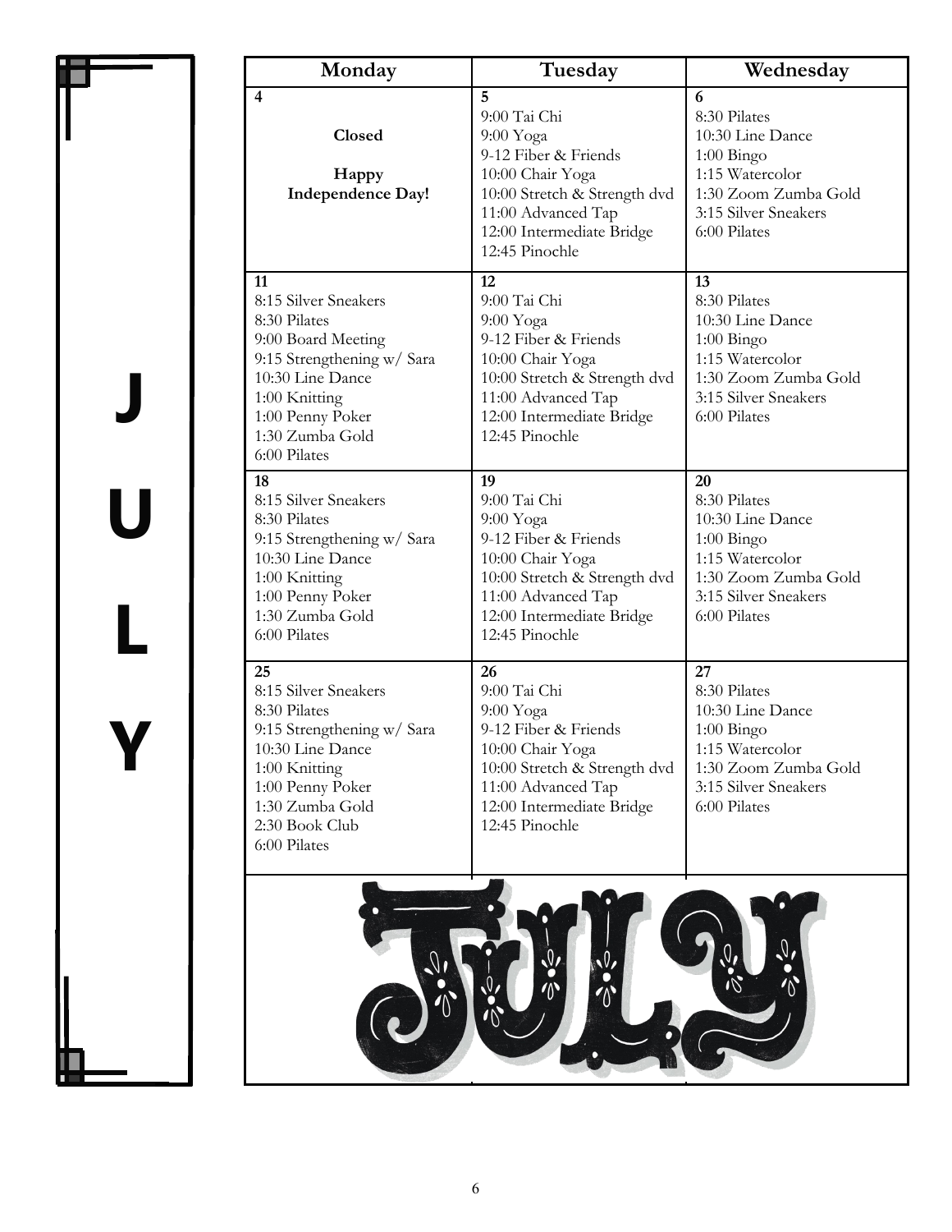# JULY

| Monday | Tuesday | Wednesday |
| --- | --- | --- |
| **4**<br><br>**Closed**<br><br>**Happy Independence Day!** | **5**<br>9:00 Tai Chi<br>9:00 Yoga<br>9-12 Fiber & Friends<br>10:00 Chair Yoga<br>10:00 Stretch & Strength dvd<br>11:00 Advanced Tap<br>12:00 Intermediate Bridge<br>12:45 Pinochle | **6**<br>8:30 Pilates<br>10:30 Line Dance<br>1:00 Bingo<br>1:15 Watercolor<br>1:30 Zoom Zumba Gold<br>3:15 Silver Sneakers<br>6:00 Pilates |
| **11**<br>8:15 Silver Sneakers<br>8:30 Pilates<br>9:00 Board Meeting<br>9:15 Strengthening w/ Sara<br>10:30 Line Dance<br>1:00 Knitting<br>1:00 Penny Poker<br>1:30 Zumba Gold<br>6:00 Pilates | **12**<br>9:00 Tai Chi<br>9:00 Yoga<br>9-12 Fiber & Friends<br>10:00 Chair Yoga<br>10:00 Stretch & Strength dvd<br>11:00 Advanced Tap<br>12:00 Intermediate Bridge<br>12:45 Pinochle | **13**<br>8:30 Pilates<br>10:30 Line Dance<br>1:00 Bingo<br>1:15 Watercolor<br>1:30 Zoom Zumba Gold<br>3:15 Silver Sneakers<br>6:00 Pilates |
| **18**<br>8:15 Silver Sneakers<br>8:30 Pilates<br>9:15 Strengthening w/ Sara<br>10:30 Line Dance<br>1:00 Knitting<br>1:00 Penny Poker<br>1:30 Zumba Gold<br>6:00 Pilates | **19**<br>9:00 Tai Chi<br>9:00 Yoga<br>9-12 Fiber & Friends<br>10:00 Chair Yoga<br>10:00 Stretch & Strength dvd<br>11:00 Advanced Tap<br>12:00 Intermediate Bridge<br>12:45 Pinochle | **20**<br>8:30 Pilates<br>10:30 Line Dance<br>1:00 Bingo<br>1:15 Watercolor<br>1:30 Zoom Zumba Gold<br>3:15 Silver Sneakers<br>6:00 Pilates |
| **25**<br>8:15 Silver Sneakers<br>8:30 Pilates<br>9:15 Strengthening w/ Sara<br>10:30 Line Dance<br>1:00 Knitting<br>1:00 Penny Poker<br>1:30 Zumba Gold<br>2:30 Book Club<br>6:00 Pilates | **26**<br>9:00 Tai Chi<br>9:00 Yoga<br>9-12 Fiber & Friends<br>10:00 Chair Yoga<br>10:00 Stretch & Strength dvd<br>11:00 Advanced Tap<br>12:00 Intermediate Bridge<br>12:45 Pinochle | **27**<br>8:30 Pilates<br>10:30 Line Dance<br>1:00 Bingo<br>1:15 Watercolor<br>1:30 Zoom Zumba Gold<br>3:15 Silver Sneakers<br>6:00 Pilates |

JULY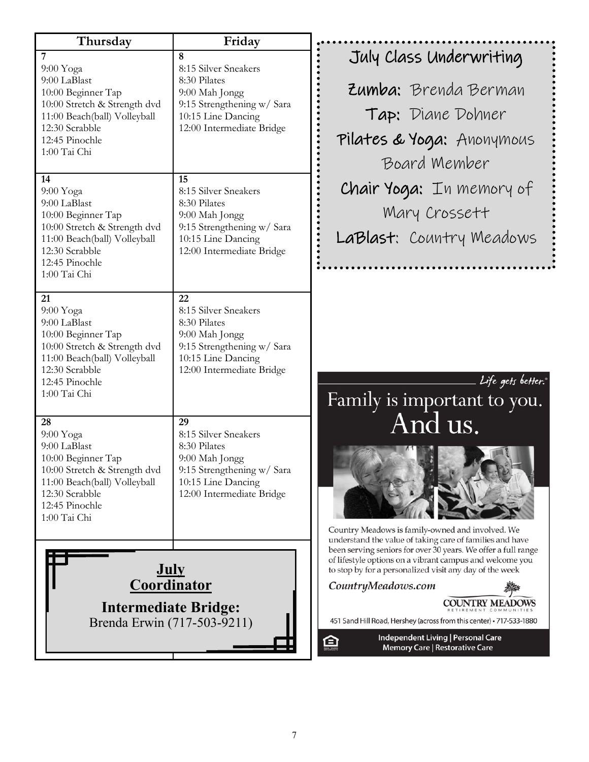| Thursday | Friday |
|---|---|
| **7**<br>9:00 Yoga<br>9:00 LaBlast<br>10:00 Beginner Tap<br>10:00 Stretch & Strength dvd<br>11:00 Beach(ball) Volleyball<br>12:30 Scrabble<br>12:45 Pinochle<br>1:00 Tai Chi | **8**<br>8:15 Silver Sneakers<br>8:30 Pilates<br>9:00 Mah Jongg<br>9:15 Strengthening w/ Sara<br>10:15 Line Dancing<br>12:00 Intermediate Bridge |
| **14**<br>9:00 Yoga<br>9:00 LaBlast<br>10:00 Beginner Tap<br>10:00 Stretch & Strength dvd<br>11:00 Beach(ball) Volleyball<br>12:30 Scrabble<br>12:45 Pinochle<br>1:00 Tai Chi | **15**<br>8:15 Silver Sneakers<br>8:30 Pilates<br>9:00 Mah Jongg<br>9:15 Strengthening w/ Sara<br>10:15 Line Dancing<br>12:00 Intermediate Bridge |
| **21**<br>9:00 Yoga<br>9:00 LaBlast<br>10:00 Beginner Tap<br>10:00 Stretch & Strength dvd<br>11:00 Beach(ball) Volleyball<br>12:30 Scrabble<br>12:45 Pinochle<br>1:00 Tai Chi | **22**<br>8:15 Silver Sneakers<br>8:30 Pilates<br>9:00 Mah Jongg<br>9:15 Strengthening w/ Sara<br>10:15 Line Dancing<br>12:00 Intermediate Bridge |
| **28**<br>9:00 Yoga<br>9:00 LaBlast<br>10:00 Beginner Tap<br>10:00 Stretch & Strength dvd<br>11:00 Beach(ball) Volleyball<br>12:30 Scrabble<br>12:45 Pinochle<br>1:00 Tai Chi | **29**<br>8:15 Silver Sneakers<br>8:30 Pilates<br>9:00 Mah Jongg<br>9:15 Strengthening w/ Sara<br>10:15 Line Dancing<br>12:00 Intermediate Bridge |

## July Coordinator

**Intermediate Bridge:**
Brenda Erwin (717-503-9211)

## July Class Underwriting

**Zumba:** Brenda Berman

**Tap:** Diane Dohner

**Pilates & Yoga:** Anonymous Board Member

**Chair Yoga:** In memory of Mary Crossett

**LaBlast:** Country Meadows

*Life gets better.*®

Family is important to you. And us.

Country Meadows is family-owned and involved. We understand the value of taking care of families and have been serving seniors for over 30 years. We offer a full range of lifestyle options on a vibrant campus and welcome you to stop by for a personalized visit any day of the week

*CountryMeadows.com*

COUNTRY MEADOWS RETIREMENT COMMUNITIES

451 Sand Hill Road, Hershey (across from this center) • 717-533-1880

Independent Living | Personal Care
Memory Care | Restorative Care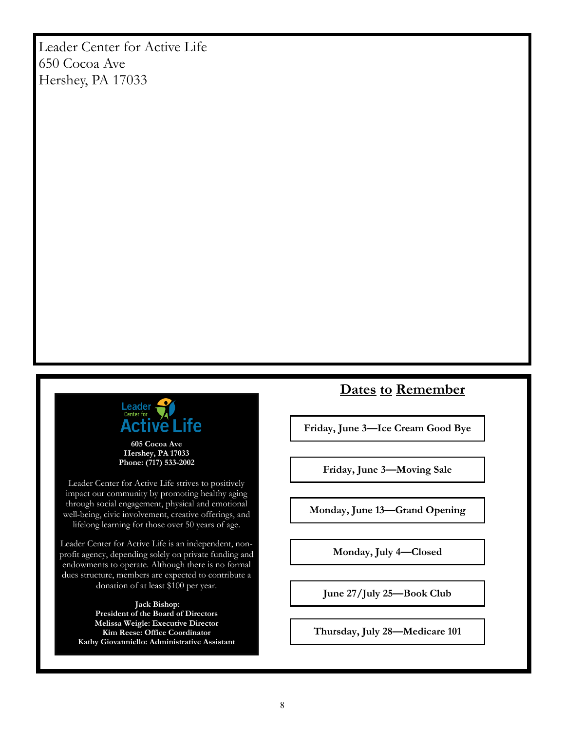Leader Center for Active Life
650 Cocoa Ave
Hershey, PA 17033

Leader Center for Active Life

**605 Cocoa Ave**
**Hershey, PA 17033**
**Phone: (717) 533-2002**

Leader Center for Active Life strives to positively impact our community by promoting healthy aging through social engagement, physical and emotional well-being, civic involvement, creative offerings, and lifelong learning for those over 50 years of age.

Leader Center for Active Life is an independent, non-profit agency, depending solely on private funding and endowments to operate. Although there is no formal dues structure, members are expected to contribute a donation of at least $100 per year.

**Jack Bishop: President of the Board of Directors**
**Melissa Weigle: Executive Director**
**Kim Reese: Office Coordinator**
**Kathy Giovanniello: Administrative Assistant**

## Dates to Remember

**Friday, June 3—Ice Cream Good Bye**

**Friday, June 3—Moving Sale**

**Monday, June 13—Grand Opening**

**Monday, July 4—Closed**

**June 27/July 25—Book Club**

**Thursday, July 28—Medicare 101**